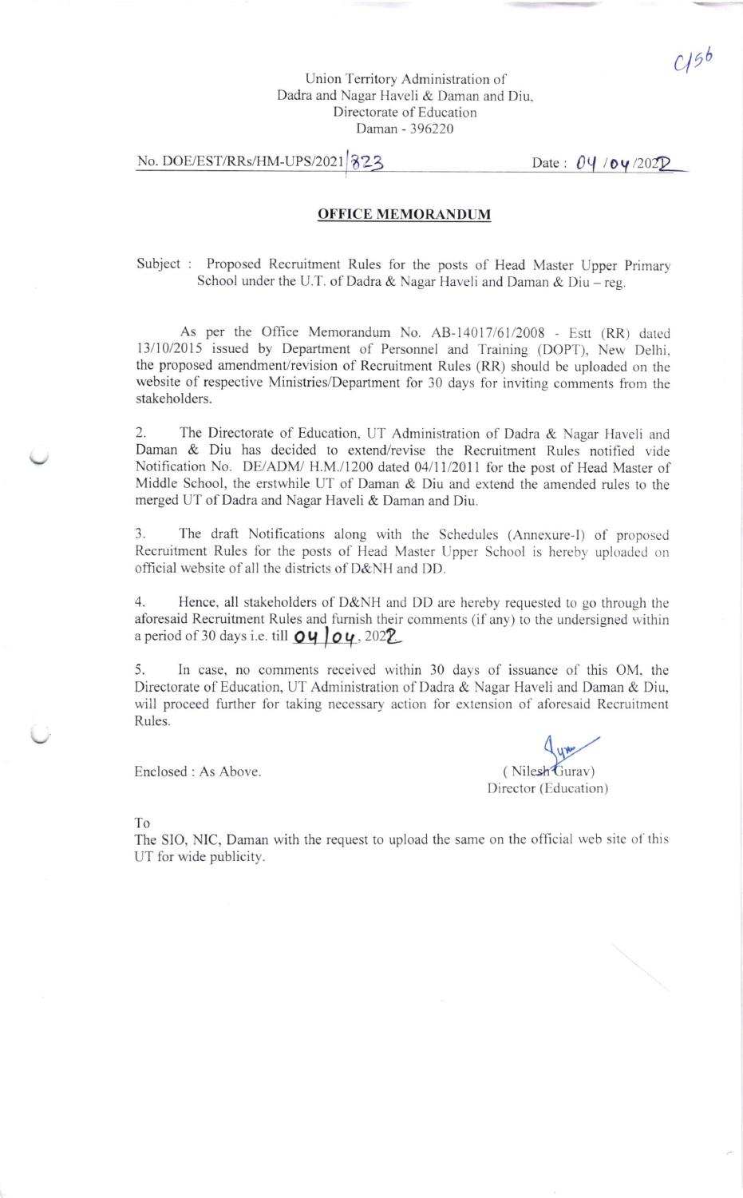C/56

Union Territory Administration of
Dadra and Nagar Haveli & Daman and Diu,
Directorate of Education
Daman - 396220

No. DOE/EST/RRs/HM-UPS/2021/823 Date : 04 /04 /2022

## OFFICE MEMORANDUM

Subject : Proposed Recruitment Rules for the posts of Head Master Upper Primary School under the U.T. of Dadra & Nagar Haveli and Daman & Diu – reg.

As per the Office Memorandum No. AB-14017/61/2008 - Estt (RR) dated 13/10/2015 issued by Department of Personnel and Training (DOPT), New Delhi, the proposed amendment/revision of Recruitment Rules (RR) should be uploaded on the website of respective Ministries/Department for 30 days for inviting comments from the stakeholders.

2. The Directorate of Education, UT Administration of Dadra & Nagar Haveli and Daman & Diu has decided to extend/revise the Recruitment Rules notified vide Notification No. DE/ADM/ H.M./1200 dated 04/11/2011 for the post of Head Master of Middle School, the erstwhile UT of Daman & Diu and extend the amended rules to the merged UT of Dadra and Nagar Haveli & Daman and Diu.

3. The draft Notifications along with the Schedules (Annexure-I) of proposed Recruitment Rules for the posts of Head Master Upper School is hereby uploaded on official website of all the districts of D&NH and DD.

4. Hence, all stakeholders of D&NH and DD are hereby requested to go through the aforesaid Recruitment Rules and furnish their comments (if any) to the undersigned within a period of 30 days i.e. till 04/04, 2022.

5. In case, no comments received within 30 days of issuance of this OM, the Directorate of Education, UT Administration of Dadra & Nagar Haveli and Daman & Diu, will proceed further for taking necessary action for extension of aforesaid Recruitment Rules.

Enclosed : As Above.

(Nilesh Gurav)
Director (Education)

To
The SIO, NIC, Daman with the request to upload the same on the official web site of this UT for wide publicity.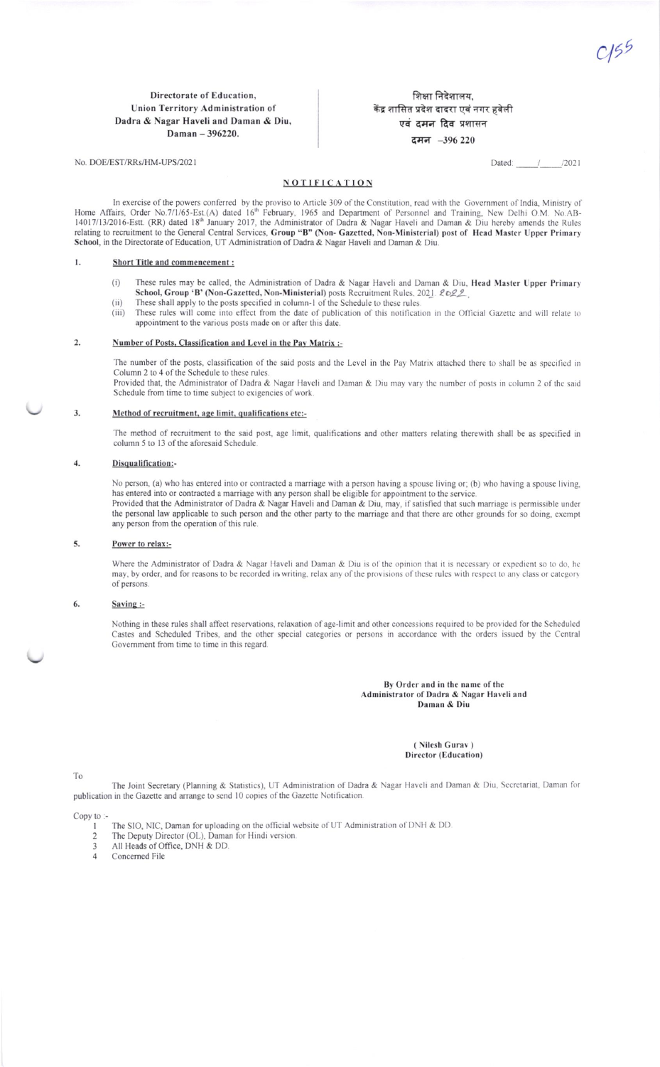C/55

**Directorate of Education,**
**Union Territory Administration of**
**Dadra & Nagar Haveli and Daman & Diu,**
**Daman – 396220.**

शिक्षा निदेशालय,
केंद्र शासित प्रदेश दादरा एवं नगर हवेली
एवं दमन दिव प्रशासन
दमन –396 220

No. DOE/EST/RRs/HM-UPS/2021

Dated: \_\_\_\_\_/\_\_\_\_\_/2021

## NOTIFICATION

In exercise of the powers conferred by the proviso to Article 309 of the Constitution, read with the Government of India, Ministry of Home Affairs, Order No.7/1/65-Est.(A) dated 16th February, 1965 and Department of Personnel and Training, New Delhi O.M. No.AB-14017/13/2016-Estt. (RR) dated 18th January 2017, the Administrator of Dadra & Nagar Haveli and Daman & Diu hereby amends the Rules relating to recruitment to the General Central Services, **Group "B" (Non- Gazetted, Non-Ministerial) post of Head Master Upper Primary School**, in the Directorate of Education, UT Administration of Dadra & Nagar Haveli and Daman & Diu.

**1. Short Title and commencement :**

(i) These rules may be called, the Administration of Dadra & Nagar Haveli and Daman & Diu, **Head Master Upper Primary School, Group 'B' (Non-Gazetted, Non-Ministerial)** posts Recruitment Rules, 2021 2022.

(ii) These shall apply to the posts specified in column-1 of the Schedule to these rules.

(iii) These rules will come into effect from the date of publication of this notification in the Official Gazette and will relate to appointment to the various posts made on or after this date.

**2. Number of Posts, Classification and Level in the Pay Matrix :-**

The number of the posts, classification of the said posts and the Level in the Pay Matrix attached there to shall be as specified in Column 2 to 4 of the Schedule to these rules.

Provided that, the Administrator of Dadra & Nagar Haveli and Daman & Diu may vary the number of posts in column 2 of the said Schedule from time to time subject to exigencies of work.

**3. Method of recruitment, age limit, qualifications etc:-**

The method of recruitment to the said post, age limit, qualifications and other matters relating therewith shall be as specified in column 5 to 13 of the aforesaid Schedule.

**4. Disqualification:-**

No person, (a) who has entered into or contracted a marriage with a person having a spouse living or; (b) who having a spouse living, has entered into or contracted a marriage with any person shall be eligible for appointment to the service.

Provided that the Administrator of Dadra & Nagar Haveli and Daman & Diu, may, if satisfied that such marriage is permissible under the personal law applicable to such person and the other party to the marriage and that there are other grounds for so doing, exempt any person from the operation of this rule.

**5. Power to relax:-**

Where the Administrator of Dadra & Nagar Haveli and Daman & Diu is of the opinion that it is necessary or expedient so to do, he may, by order, and for reasons to be recorded in writing, relax any of the provisions of these rules with respect to any class or category of persons.

**6. Saving :-**

Nothing in these rules shall affect reservations, relaxation of age-limit and other concessions required to be provided for the Scheduled Castes and Scheduled Tribes, and the other special categories or persons in accordance with the orders issued by the Central Government from time to time in this regard.

**By Order and in the name of the**
**Administrator of Dadra & Nagar Haveli and**
**Daman & Diu**

**( Nilesh Gurav )**
**Director (Education)**

To

The Joint Secretary (Planning & Statistics), UT Administration of Dadra & Nagar Haveli and Daman & Diu, Secretariat, Daman for publication in the Gazette and arrange to send 10 copies of the Gazette Notification.

Copy to :-

1. The SIO, NIC, Daman for uploading on the official website of UT Administration of DNH & DD.
2. The Deputy Director (OL), Daman for Hindi version.
3. All Heads of Office, DNH & DD.
4. Concerned File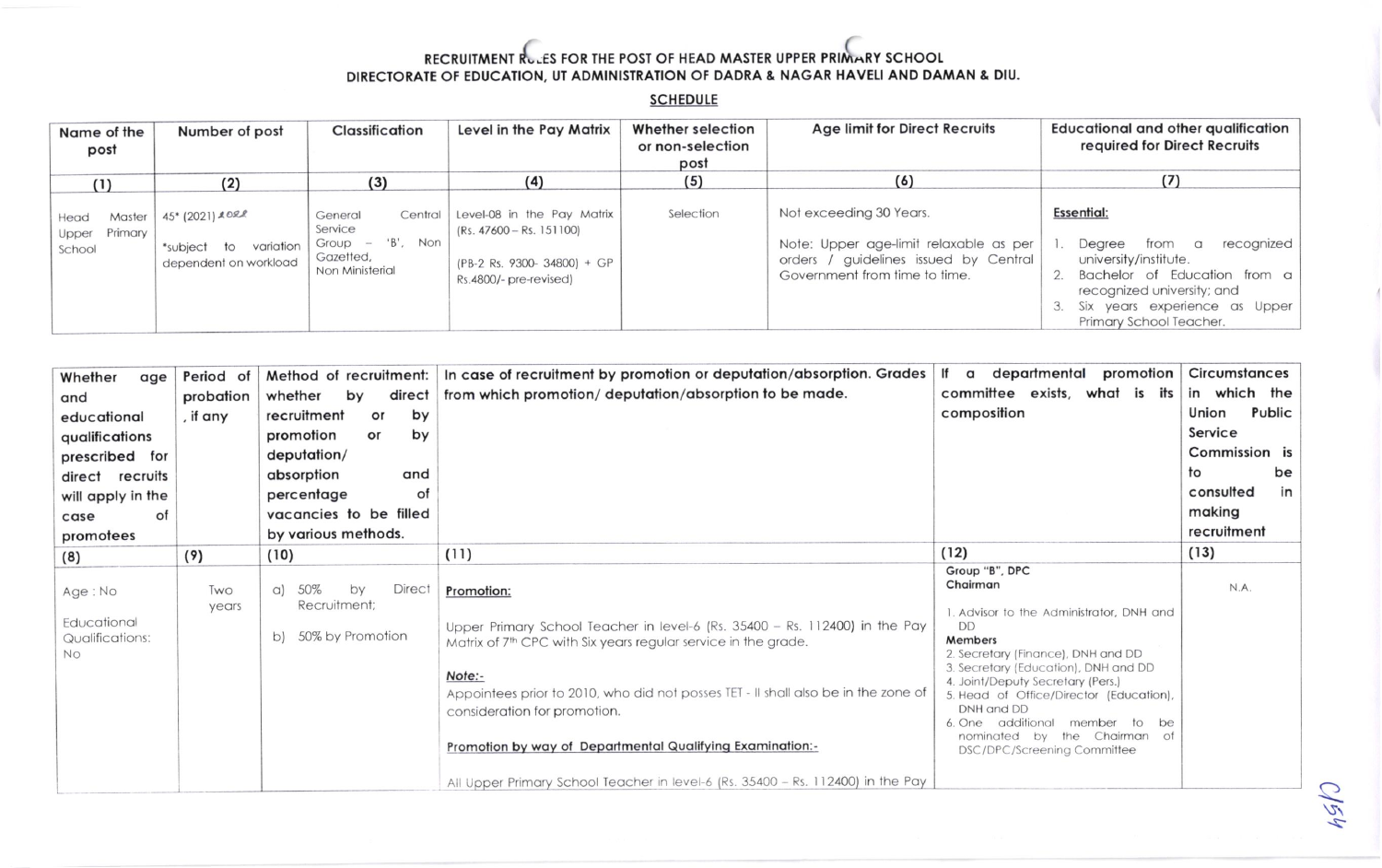RECRUITMENT RULES FOR THE POST OF HEAD MASTER UPPER PRIMARY SCHOOL
DIRECTORATE OF EDUCATION, UT ADMINISTRATION OF DADRA & NAGAR HAVELI AND DAMAN & DIU.

SCHEDULE

| Name of the post | Number of post | Classification | Level in the Pay Matrix | Whether selection or non-selection post | Age limit for Direct Recruits | Educational and other qualification required for Direct Recruits |
|---|---|---|---|---|---|---|
| (1) | (2) | (3) | (4) | (5) | (6) | (7) |
| Head Master Upper Primary School | 45* (2021) 2022<br><br>*subject to variation dependent on workload | General Central Service Group – 'B', Non Gazetted, Non Ministerial | Level-08 in the Pay Matrix (Rs. 47600 – Rs. 151100)<br><br>(PB-2 Rs. 9300- 34800) + GP Rs.4800/- pre-revised) | Selection | Not exceeding 30 Years.<br><br>Note: Upper age-limit relaxable as per orders / guidelines issued by Central Government from time to time. | **Essential:**<br>1. Degree from a recognized university/institute.<br>2. Bachelor of Education from a recognized university; and<br>3. Six years experience as Upper Primary School Teacher. |

| Whether age and educational qualifications prescribed for direct recruits will apply in the case of promotees | Period of probation, if any | Method of recruitment: whether by direct recruitment or by promotion or by deputation/ absorption and percentage of vacancies to be filled by various methods. | In case of recruitment by promotion or deputation/absorption. Grades from which promotion/ deputation/absorption to be made. | If a departmental promotion committee exists, what is its composition | Circumstances in which the Union Public Service Commission is to be consulted in making recruitment |
|---|---|---|---|---|---|
| (8) | (9) | (10) | (11) | (12) | (13) |
| Age : No<br><br>Educational Qualifications: No | Two years | a) 50% by Direct Recruitment;<br><br>b) 50% by Promotion | **Promotion:**<br><br>Upper Primary School Teacher in level-6 (Rs. 35400 – Rs. 112400) in the Pay Matrix of 7th CPC with Six years regular service in the grade.<br><br>**Note:-**<br>Appointees prior to 2010, who did not posses TET - II shall also be in the zone of consideration for promotion.<br><br>**Promotion by way of Departmental Qualifying Examination:-**<br><br>All Upper Primary School Teacher in level-6 (Rs. 35400 – Rs. 112400) in the Pay | Group "B", DPC<br>Chairman<br>1. Advisor to the Administrator, DNH and DD<br>Members<br>2. Secretary (Finance), DNH and DD<br>3. Secretary (Education), DNH and DD<br>4. Joint/Deputy Secretary (Pers.)<br>5. Head of Office/Director (Education), DNH and DD<br>6. One additional member to be nominated by the Chairman of DSC/DPC/Screening Committee | N.A. |